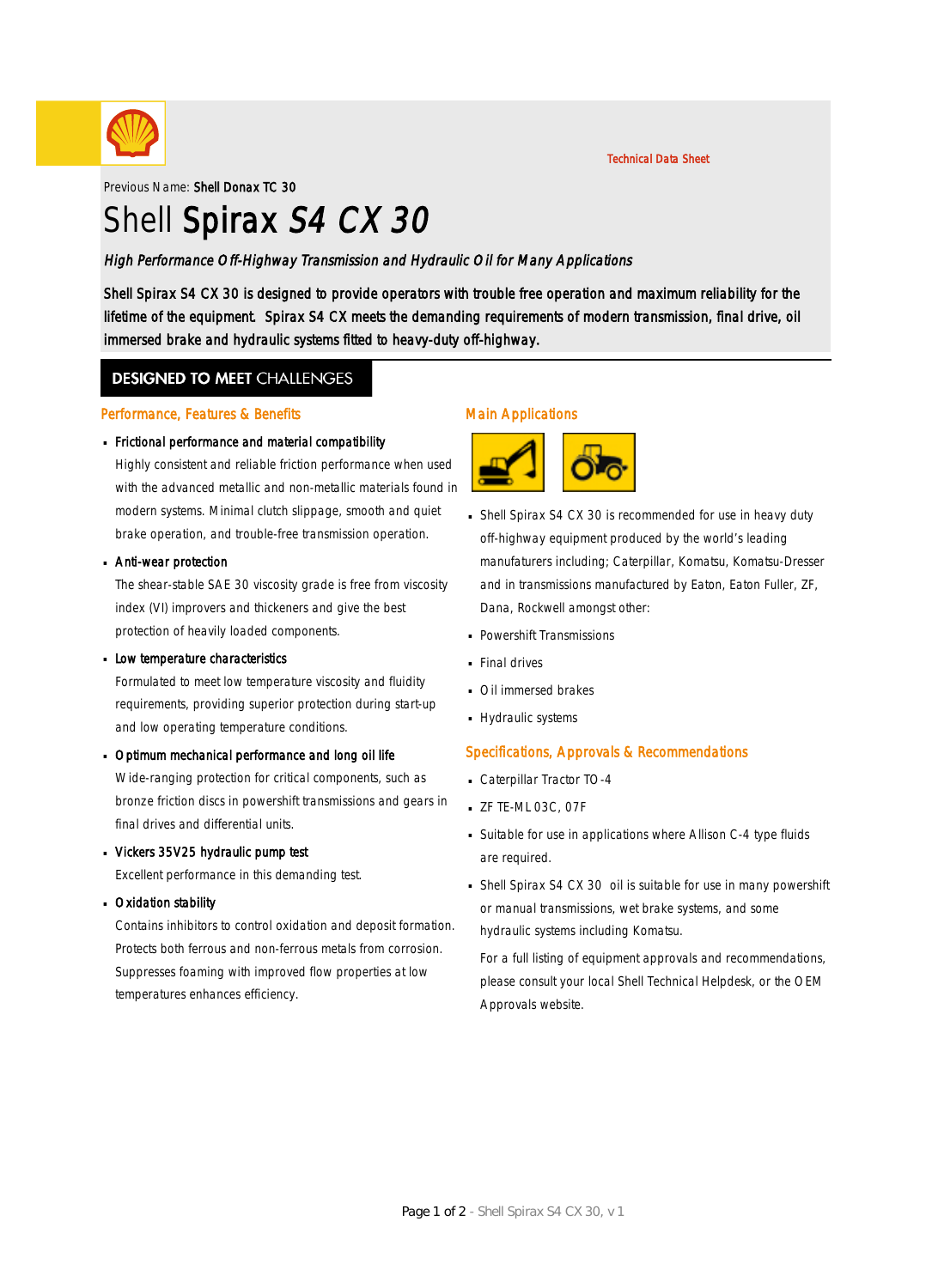Technical Data Sheet

Previous Name: **Shell Donax TC 30**

# Shell **Spirax** *S4 CX 30*

*High Performance Off-Highway Transmission and Hydraulic Oil for Many Applications*

Shell Spirax S4 CX 30 is designed to provide operators with trouble free operation and maximum reliability for the lifetime of the equipment. Spirax S4 CX meets the demanding requirements of modern transmission, final drive, oil immersed brake and hydraulic systems fitted to heavy-duty off-highway.

## DESIGNED TO MEET CHALLENGES

### Performance, Features & Benefits

- **Frictional performance and material compatibility**
  Highly consistent and reliable friction performance when used with the advanced metallic and non-metallic materials found in modern systems. Minimal clutch slippage, smooth and quiet brake operation, and trouble-free transmission operation.
- **Anti-wear protection**
  The shear-stable SAE 30 viscosity grade is free from viscosity index (VI) improvers and thickeners and give the best protection of heavily loaded components.
- **Low temperature characteristics**
  Formulated to meet low temperature viscosity and fluidity requirements, providing superior protection during start-up and low operating temperature conditions.
- **Optimum mechanical performance and long oil life**
  Wide-ranging protection for critical components, such as bronze friction discs in powershift transmissions and gears in final drives and differential units.
- **Vickers 35V25 hydraulic pump test**
  Excellent performance in this demanding test.
- **Oxidation stability**
  Contains inhibitors to control oxidation and deposit formation. Protects both ferrous and non-ferrous metals from corrosion. Suppresses foaming with improved flow properties at low temperatures enhances efficiency.

### Main Applications

- Shell Spirax S4 CX 30 is recommended for use in heavy duty off-highway equipment produced by the world's leading manufacturers including; Caterpillar, Komatsu, Komatsu-Dresser and in transmissions manufactured by Eaton, Eaton Fuller, ZF, Dana, Rockwell amongst other:
- Powershift Transmissions
- Final drives
- Oil immersed brakes
- Hydraulic systems

### Specifications, Approvals & Recommendations

- Caterpillar Tractor TO-4
- ZF TE-ML 03C, 07F
- Suitable for use in applications where Allison C-4 type fluids are required.
- Shell Spirax S4 CX 30 oil is suitable for use in many powershift or manual transmissions, wet brake systems, and some hydraulic systems including Komatsu.

  For a full listing of equipment approvals and recommendations, please consult your local Shell Technical Helpdesk, or the OEM Approvals website.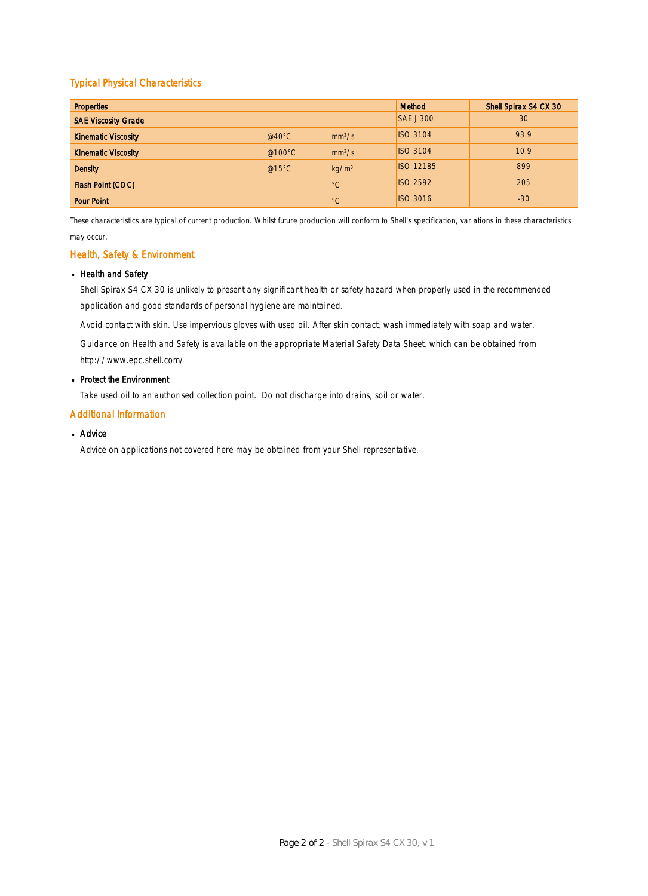## Typical Physical Characteristics

| Properties | | | Method | Shell Spirax S4 CX 30 |
|---|---|---|---|---|
| SAE Viscosity Grade | | | SAE J 300 | 30 |
| Kinematic Viscosity | @40°C | $mm^2/s$ | ISO 3104 | 93.9 |
| Kinematic Viscosity | @100°C | $mm^2/s$ | ISO 3104 | 10.9 |
| Density | @15°C | $kg/m^3$ | ISO 12185 | 899 |
| Flash Point (COC) | | °C | ISO 2592 | 205 |
| Pour Point | | °C | ISO 3016 | -30 |

These characteristics are typical of current production. Whilst future production will conform to Shell's specification, variations in these characteristics may occur.

## Health, Safety & Environment

- **Health and Safety**

  Shell Spirax S4 CX 30 is unlikely to present any significant health or safety hazard when properly used in the recommended application and good standards of personal hygiene are maintained.

  Avoid contact with skin. Use impervious gloves with used oil. After skin contact, wash immediately with soap and water.

  Guidance on Health and Safety is available on the appropriate Material Safety Data Sheet, which can be obtained from http://www.epc.shell.com/

- **Protect the Environment**

  Take used oil to an authorised collection point. Do not discharge into drains, soil or water.

## Additional Information

- **Advice**

  Advice on applications not covered here may be obtained from your Shell representative.